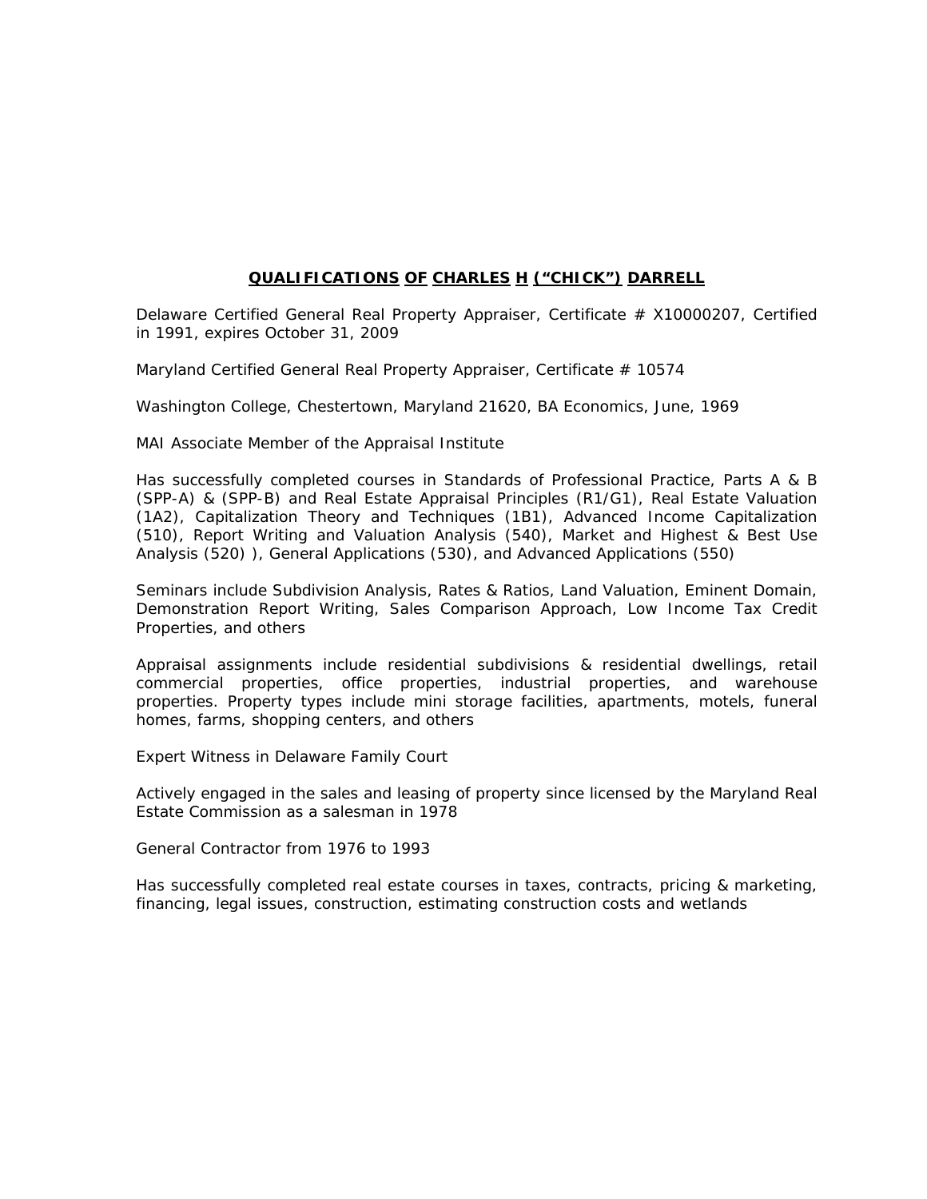**QUALIFICATIONS OF CHARLES H ("CHICK") DARRELL**

Delaware Certified General Real Property Appraiser, Certificate # X10000207, Certified in 1991, expires October 31, 2009

Maryland Certified General Real Property Appraiser, Certificate # 10574

Washington College, Chestertown, Maryland 21620, BA Economics, June, 1969

MAI Associate Member of the Appraisal Institute

Has successfully completed courses in Standards of Professional Practice, Parts A & B (SPP-A) & (SPP-B) and Real Estate Appraisal Principles (R1/G1), Real Estate Valuation (1A2), Capitalization Theory and Techniques (1B1), Advanced Income Capitalization (510), Report Writing and Valuation Analysis (540), Market and Highest & Best Use Analysis (520) ), General Applications (530), and Advanced Applications (550)

Seminars include Subdivision Analysis, Rates & Ratios, Land Valuation, Eminent Domain, Demonstration Report Writing, Sales Comparison Approach, Low Income Tax Credit Properties, and others

Appraisal assignments include residential subdivisions & residential dwellings, retail commercial properties, office properties, industrial properties, and warehouse properties. Property types include mini storage facilities, apartments, motels, funeral homes, farms, shopping centers, and others

Expert Witness in Delaware Family Court

Actively engaged in the sales and leasing of property since licensed by the Maryland Real Estate Commission as a salesman in 1978

General Contractor from 1976 to 1993

Has successfully completed real estate courses in taxes, contracts, pricing & marketing, financing, legal issues, construction, estimating construction costs and wetlands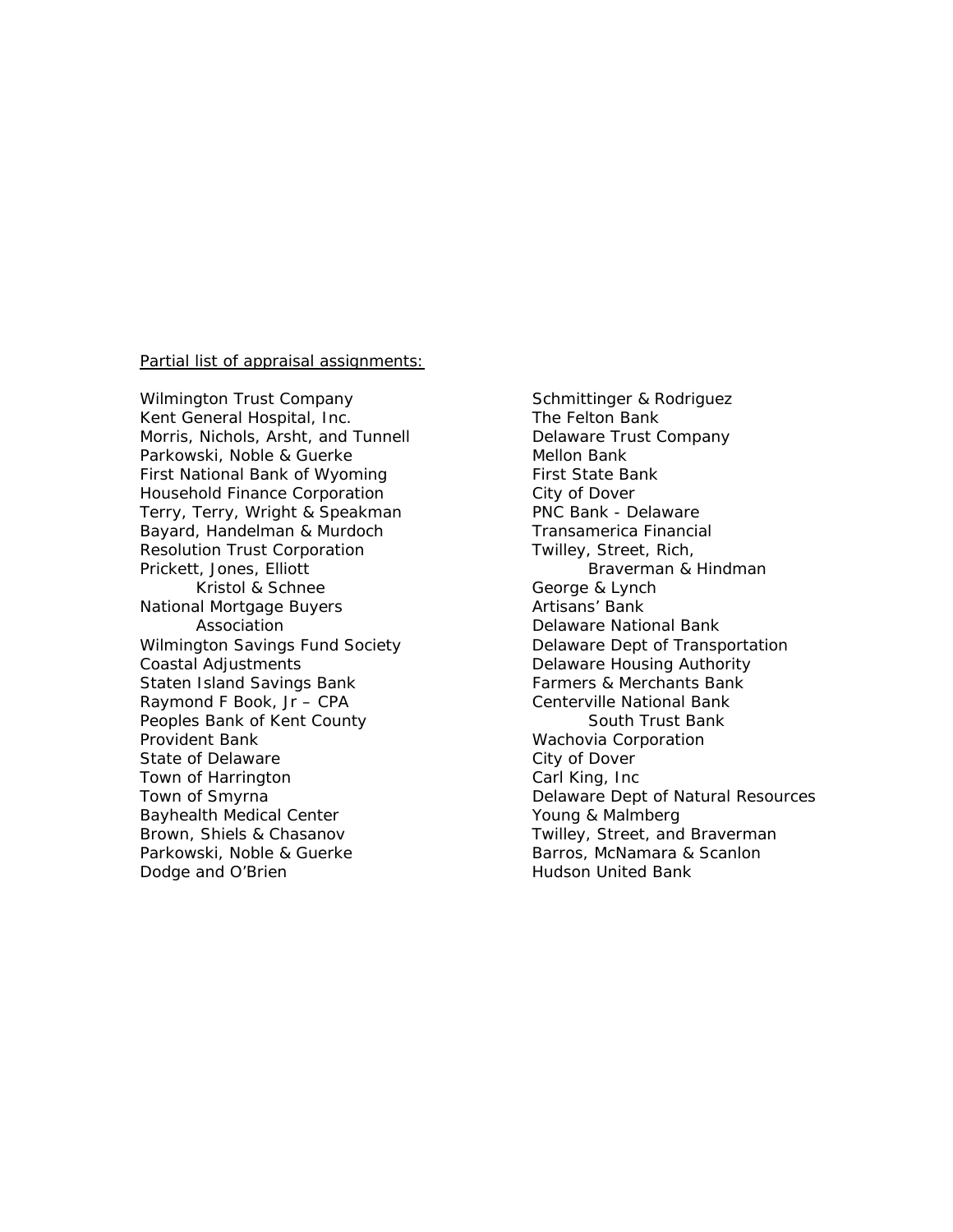<u>Partial list of appraisal assignments:</u>

Wilmington Trust Company
Kent General Hospital, Inc.
Morris, Nichols, Arsht, and Tunnell
Parkowski, Noble & Guerke
First National Bank of Wyoming
Household Finance Corporation
Terry, Terry, Wright & Speakman
Bayard, Handelman & Murdoch
Resolution Trust Corporation
Prickett, Jones, Elliott
 Kristol & Schnee
National Mortgage Buyers
 Association
Wilmington Savings Fund Society
Coastal Adjustments
Staten Island Savings Bank
Raymond F Book, Jr – CPA
Peoples Bank of Kent County
Provident Bank
State of Delaware
Town of Harrington
Town of Smyrna
Bayhealth Medical Center
Brown, Shiels & Chasanov
Parkowski, Noble & Guerke
Dodge and O'Brien

Schmittinger & Rodriguez
The Felton Bank
Delaware Trust Company
Mellon Bank
First State Bank
City of Dover
PNC Bank - Delaware
Transamerica Financial
Twilley, Street, Rich,
 Braverman & Hindman
George & Lynch
Artisans' Bank
Delaware National Bank
Delaware Dept of Transportation
Delaware Housing Authority
Farmers & Merchants Bank
Centerville National Bank
 South Trust Bank
Wachovia Corporation
City of Dover
Carl King, Inc
Delaware Dept of Natural Resources
Young & Malmberg
Twilley, Street, and Braverman
Barros, McNamara & Scanlon
Hudson United Bank